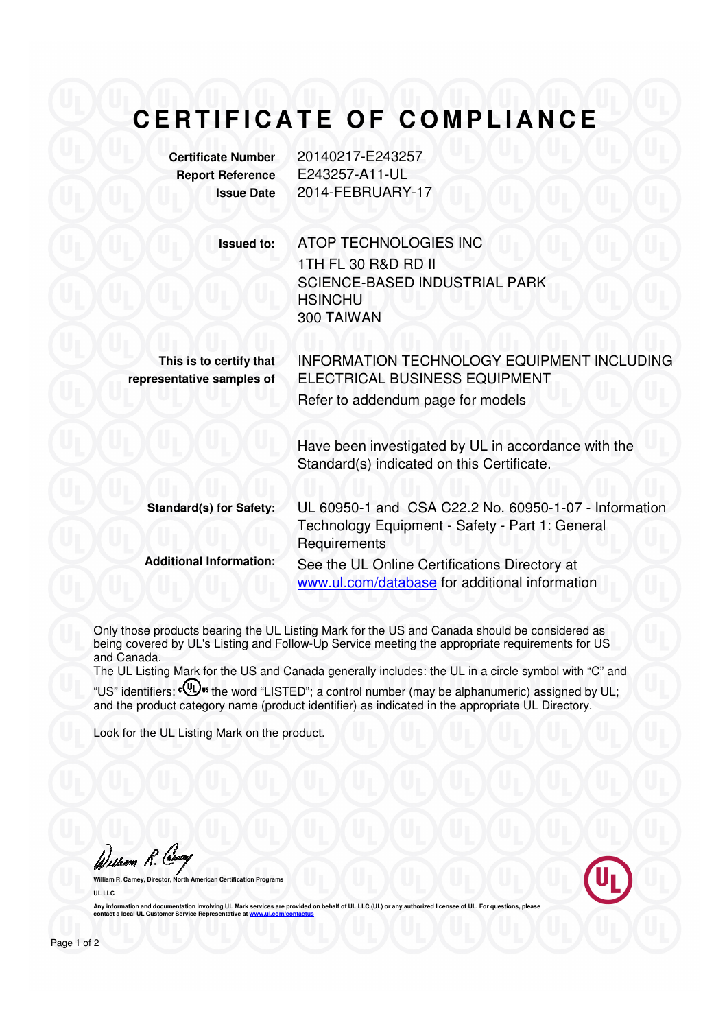# CERTIFICATE OF COMPLIANCE

| | |
|---|---|
| **Certificate Number** | 20140217-E243257 |
| **Report Reference** | E243257-A11-UL |
| **Issue Date** | 2014-FEBRUARY-17 |

**Issued to:** ATOP TECHNOLOGIES INC
1TH FL 30 R&D RD II
SCIENCE-BASED INDUSTRIAL PARK
HSINCHU
300 TAIWAN

**This is to certify that representative samples of** INFORMATION TECHNOLOGY EQUIPMENT INCLUDING ELECTRICAL BUSINESS EQUIPMENT
Refer to addendum page for models

Have been investigated by UL in accordance with the Standard(s) indicated on this Certificate.

**Standard(s) for Safety:** UL 60950-1 and CSA C22.2 No. 60950-1-07 - Information Technology Equipment - Safety - Part 1: General Requirements

**Additional Information:** See the UL Online Certifications Directory at www.ul.com/database for additional information

Only those products bearing the UL Listing Mark for the US and Canada should be considered as being covered by UL's Listing and Follow-Up Service meeting the appropriate requirements for US and Canada.
The UL Listing Mark for the US and Canada generally includes: the UL in a circle symbol with "C" and "US" identifiers: c(UL)us the word "LISTED"; a control number (may be alphanumeric) assigned by UL; and the product category name (product identifier) as indicated in the appropriate UL Directory.

Look for the UL Listing Mark on the product.

William R. Carney, Director, North American Certification Programs

UL LLC

Any information and documentation involving UL Mark services are provided on behalf of UL LLC (UL) or any authorized licensee of UL. For questions, please contact a local UL Customer Service Representative at www.ul.com/contactus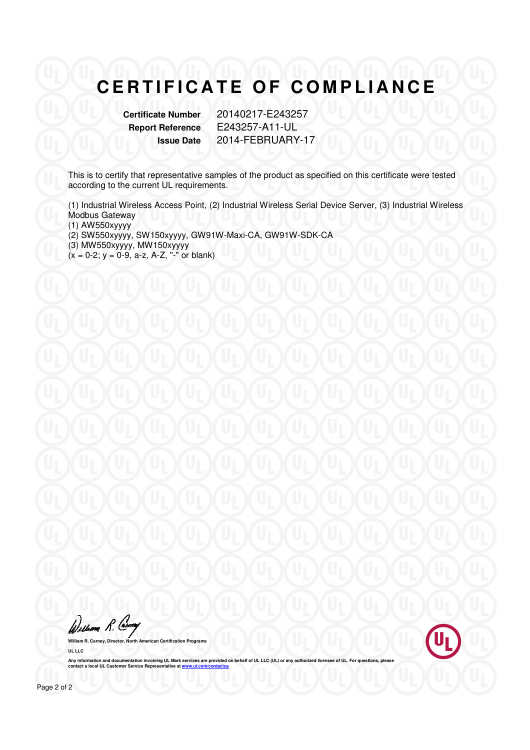# CERTIFICATE OF COMPLIANCE

| | |
|---|---|
| **Certificate Number** | 20140217-E243257 |
| **Report Reference** | E243257-A11-UL |
| **Issue Date** | 2014-FEBRUARY-17 |

This is to certify that representative samples of the product as specified on this certificate were tested according to the current UL requirements.

(1) Industrial Wireless Access Point, (2) Industrial Wireless Serial Device Server, (3) Industrial Wireless Modbus Gateway
(1) AW550xyyyy
(2) SW550xyyyy, SW150xyyyy, GW91W-Maxi-CA, GW91W-SDK-CA
(3) MW550xyyyy, MW150xyyyy
(x = 0-2; y = 0-9, a-z, A-Z, "-" or blank)

William R. Carney, Director, North American Certification Programs

UL LLC

Any information and documentation involving UL Mark services are provided on behalf of UL LLC (UL) or any authorized licensee of UL. For questions, please contact a local UL Customer Service Representative at www.ul.com/contactus